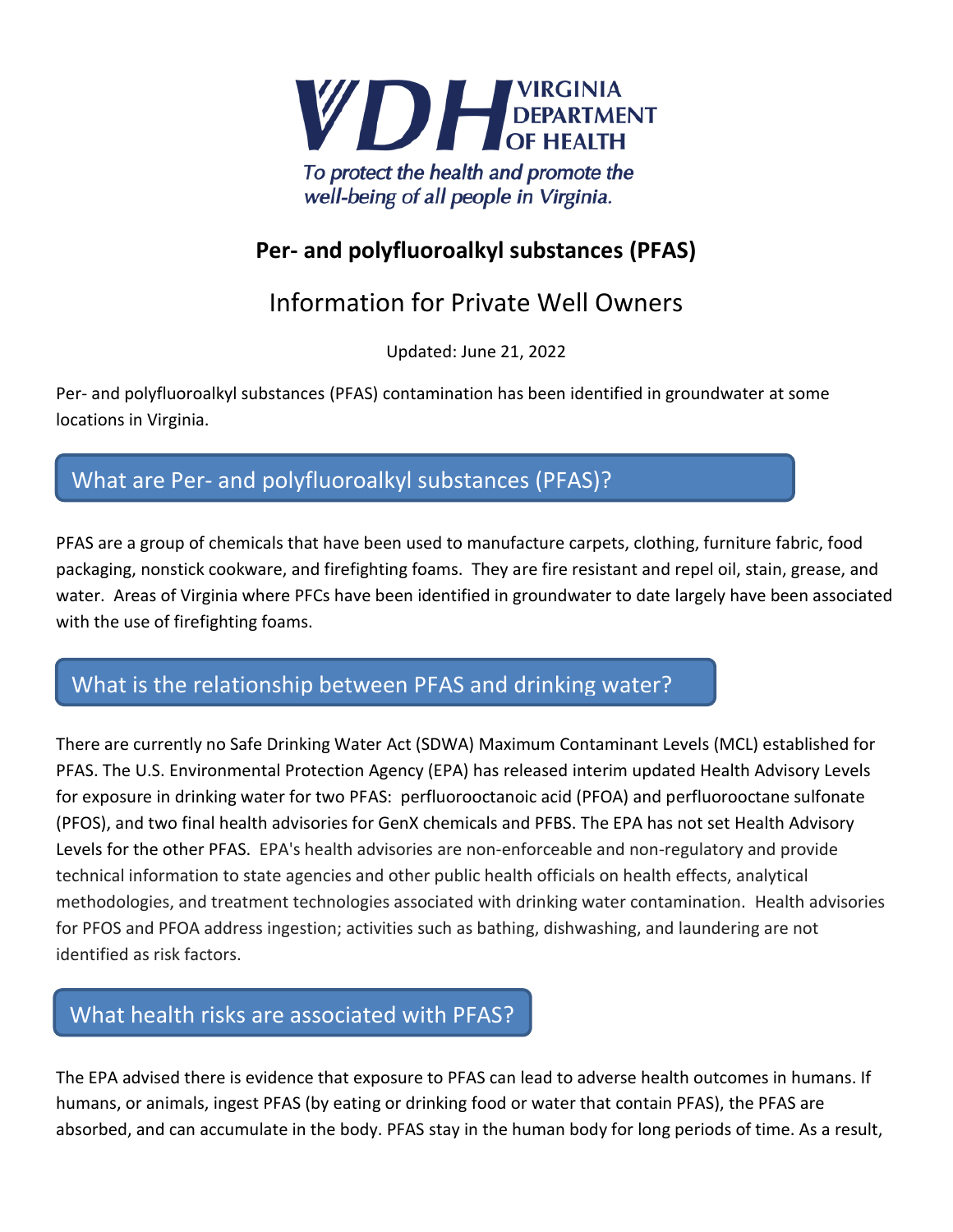**VIRGINIA DEPARTMENT OF HEALTH**

*To protect the health and promote the well-being of all people in Virginia.*

# Per- and polyfluoroalkyl substances (PFAS)

## Information for Private Well Owners

Updated: June 21, 2022

Per- and polyfluoroalkyl substances (PFAS) contamination has been identified in groundwater at some locations in Virginia.

## What are Per- and polyfluoroalkyl substances (PFAS)?

PFAS are a group of chemicals that have been used to manufacture carpets, clothing, furniture fabric, food packaging, nonstick cookware, and firefighting foams. They are fire resistant and repel oil, stain, grease, and water. Areas of Virginia where PFCs have been identified in groundwater to date largely have been associated with the use of firefighting foams.

## What is the relationship between PFAS and drinking water?

There are currently no Safe Drinking Water Act (SDWA) Maximum Contaminant Levels (MCL) established for PFAS. The U.S. Environmental Protection Agency (EPA) has released interim updated Health Advisory Levels for exposure in drinking water for two PFAS: perfluorooctanoic acid (PFOA) and perfluorooctane sulfonate (PFOS), and two final health advisories for GenX chemicals and PFBS. The EPA has not set Health Advisory Levels for the other PFAS. EPA's health advisories are non-enforceable and non-regulatory and provide technical information to state agencies and other public health officials on health effects, analytical methodologies, and treatment technologies associated with drinking water contamination. Health advisories for PFOS and PFOA address ingestion; activities such as bathing, dishwashing, and laundering are not identified as risk factors.

## What health risks are associated with PFAS?

The EPA advised there is evidence that exposure to PFAS can lead to adverse health outcomes in humans. If humans, or animals, ingest PFAS (by eating or drinking food or water that contain PFAS), the PFAS are absorbed, and can accumulate in the body. PFAS stay in the human body for long periods of time. As a result,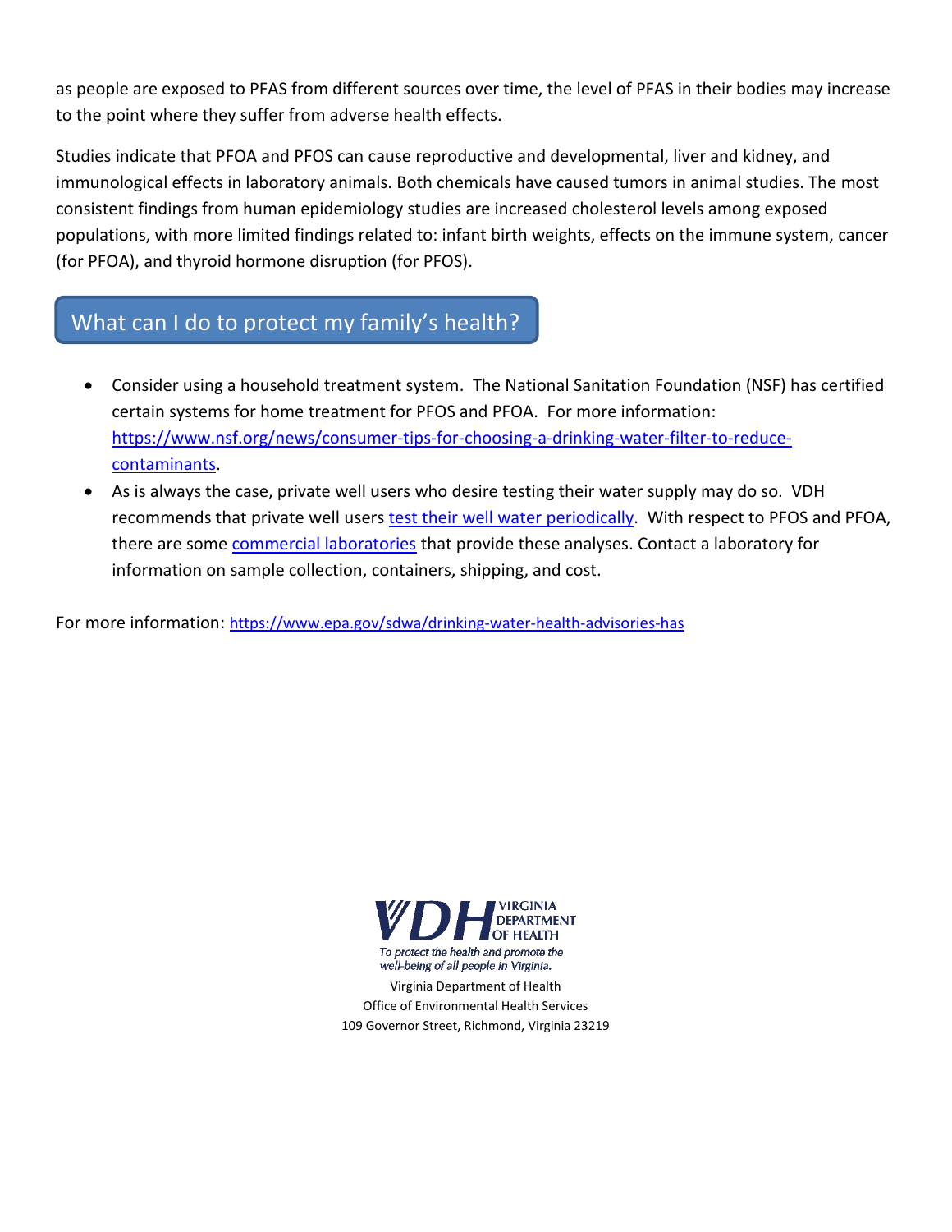as people are exposed to PFAS from different sources over time, the level of PFAS in their bodies may increase to the point where they suffer from adverse health effects.

Studies indicate that PFOA and PFOS can cause reproductive and developmental, liver and kidney, and immunological effects in laboratory animals. Both chemicals have caused tumors in animal studies. The most consistent findings from human epidemiology studies are increased cholesterol levels among exposed populations, with more limited findings related to: infant birth weights, effects on the immune system, cancer (for PFOA), and thyroid hormone disruption (for PFOS).

## What can I do to protect my family's health?

- Consider using a household treatment system. The National Sanitation Foundation (NSF) has certified certain systems for home treatment for PFOS and PFOA. For more information: https://www.nsf.org/news/consumer-tips-for-choosing-a-drinking-water-filter-to-reduce-contaminants.
- As is always the case, private well users who desire testing their water supply may do so. VDH recommends that private well users test their well water periodically. With respect to PFOS and PFOA, there are some commercial laboratories that provide these analyses. Contact a laboratory for information on sample collection, containers, shipping, and cost.

For more information: https://www.epa.gov/sdwa/drinking-water-health-advisories-has

VDH VIRGINIA DEPARTMENT OF HEALTH

*To protect the health and promote the well-being of all people in Virginia.*

Virginia Department of Health
Office of Environmental Health Services
109 Governor Street, Richmond, Virginia 23219